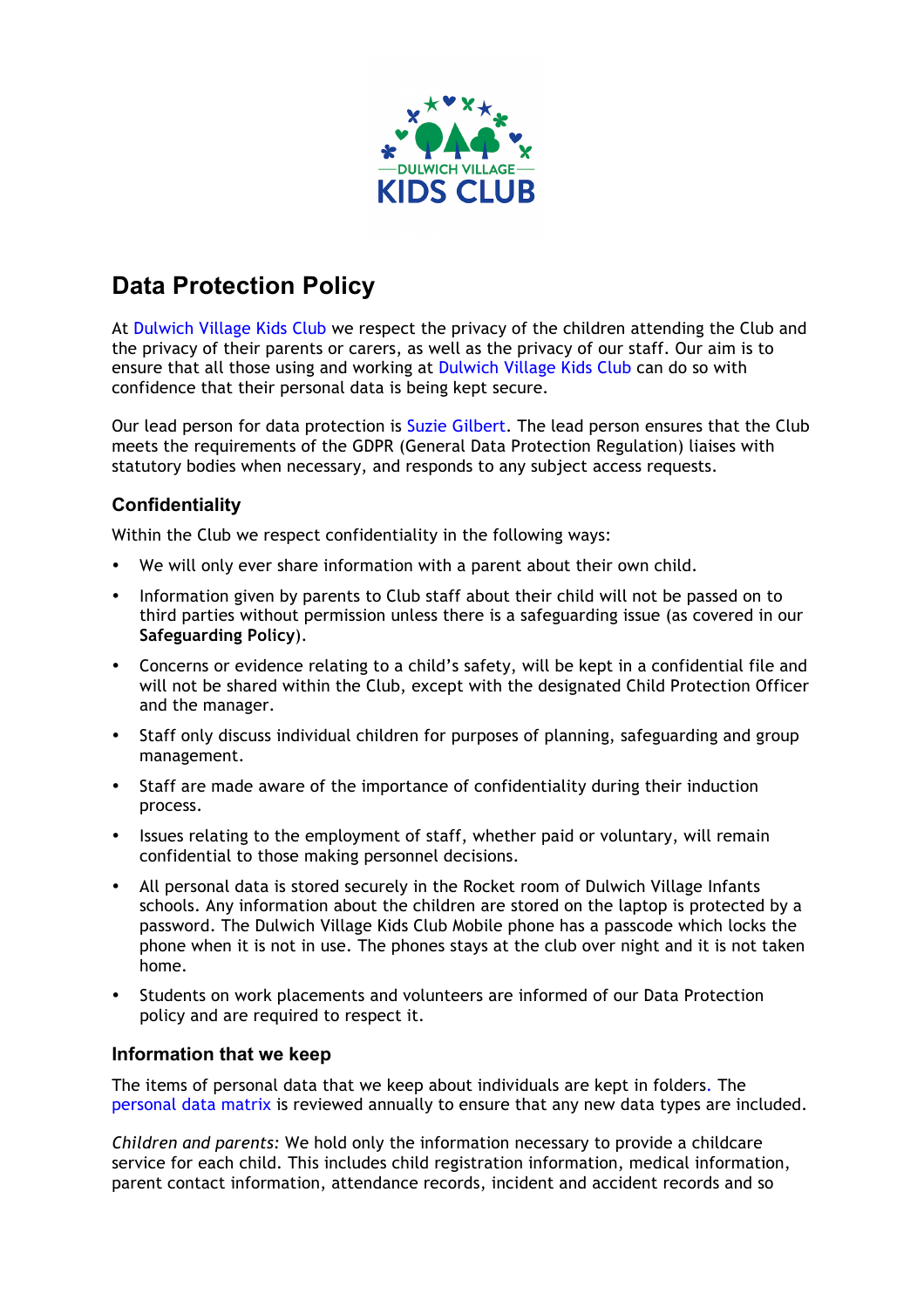# Data Protection Policy

At Dulwich Village Kids Club we respect the privacy of the children attending the Club and the privacy of their parents or carers, as well as the privacy of our staff. Our aim is to ensure that all those using and working at Dulwich Village Kids Club can do so with confidence that their personal data is being kept secure.

Our lead person for data protection is Suzie Gilbert. The lead person ensures that the Club meets the requirements of the GDPR (General Data Protection Regulation) liaises with statutory bodies when necessary, and responds to any subject access requests.

### Confidentiality

Within the Club we respect confidentiality in the following ways:

- We will only ever share information with a parent about their own child.
- Information given by parents to Club staff about their child will not be passed on to third parties without permission unless there is a safeguarding issue (as covered in our **Safeguarding Policy**).
- Concerns or evidence relating to a child's safety, will be kept in a confidential file and will not be shared within the Club, except with the designated Child Protection Officer and the manager.
- Staff only discuss individual children for purposes of planning, safeguarding and group management.
- Staff are made aware of the importance of confidentiality during their induction process.
- Issues relating to the employment of staff, whether paid or voluntary, will remain confidential to those making personnel decisions.
- All personal data is stored securely in the Rocket room of Dulwich Village Infants schools. Any information about the children are stored on the laptop is protected by a password. The Dulwich Village Kids Club Mobile phone has a passcode which locks the phone when it is not in use. The phones stays at the club over night and it is not taken home.
- Students on work placements and volunteers are informed of our Data Protection policy and are required to respect it.

### Information that we keep

The items of personal data that we keep about individuals are kept in folders. The personal data matrix is reviewed annually to ensure that any new data types are included.

*Children and parents:* We hold only the information necessary to provide a childcare service for each child. This includes child registration information, medical information, parent contact information, attendance records, incident and accident records and so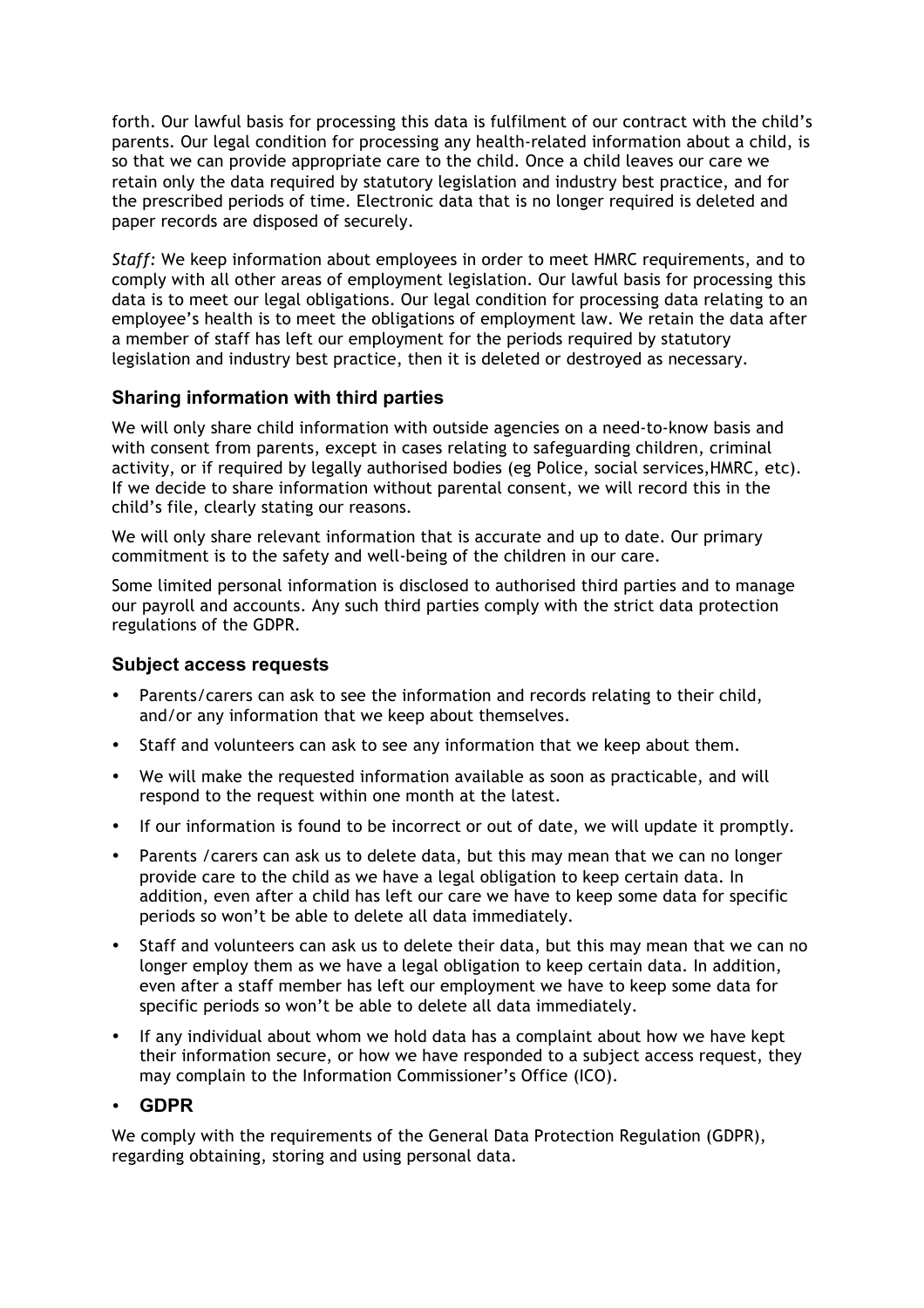forth. Our lawful basis for processing this data is fulfilment of our contract with the child's parents. Our legal condition for processing any health-related information about a child, is so that we can provide appropriate care to the child. Once a child leaves our care we retain only the data required by statutory legislation and industry best practice, and for the prescribed periods of time. Electronic data that is no longer required is deleted and paper records are disposed of securely.

*Staff:* We keep information about employees in order to meet HMRC requirements, and to comply with all other areas of employment legislation. Our lawful basis for processing this data is to meet our legal obligations. Our legal condition for processing data relating to an employee's health is to meet the obligations of employment law. We retain the data after a member of staff has left our employment for the periods required by statutory legislation and industry best practice, then it is deleted or destroyed as necessary.

### Sharing information with third parties

We will only share child information with outside agencies on a need-to-know basis and with consent from parents, except in cases relating to safeguarding children, criminal activity, or if required by legally authorised bodies (eg Police, social services,HMRC, etc). If we decide to share information without parental consent, we will record this in the child's file, clearly stating our reasons.

We will only share relevant information that is accurate and up to date. Our primary commitment is to the safety and well-being of the children in our care.

Some limited personal information is disclosed to authorised third parties and to manage our payroll and accounts. Any such third parties comply with the strict data protection regulations of the GDPR.

### Subject access requests

- Parents/carers can ask to see the information and records relating to their child, and/or any information that we keep about themselves.
- Staff and volunteers can ask to see any information that we keep about them.
- We will make the requested information available as soon as practicable, and will respond to the request within one month at the latest.
- If our information is found to be incorrect or out of date, we will update it promptly.
- Parents /carers can ask us to delete data, but this may mean that we can no longer provide care to the child as we have a legal obligation to keep certain data. In addition, even after a child has left our care we have to keep some data for specific periods so won't be able to delete all data immediately.
- Staff and volunteers can ask us to delete their data, but this may mean that we can no longer employ them as we have a legal obligation to keep certain data. In addition, even after a staff member has left our employment we have to keep some data for specific periods so won't be able to delete all data immediately.
- If any individual about whom we hold data has a complaint about how we have kept their information secure, or how we have responded to a subject access request, they may complain to the Information Commissioner's Office (ICO).

### GDPR

We comply with the requirements of the General Data Protection Regulation (GDPR), regarding obtaining, storing and using personal data.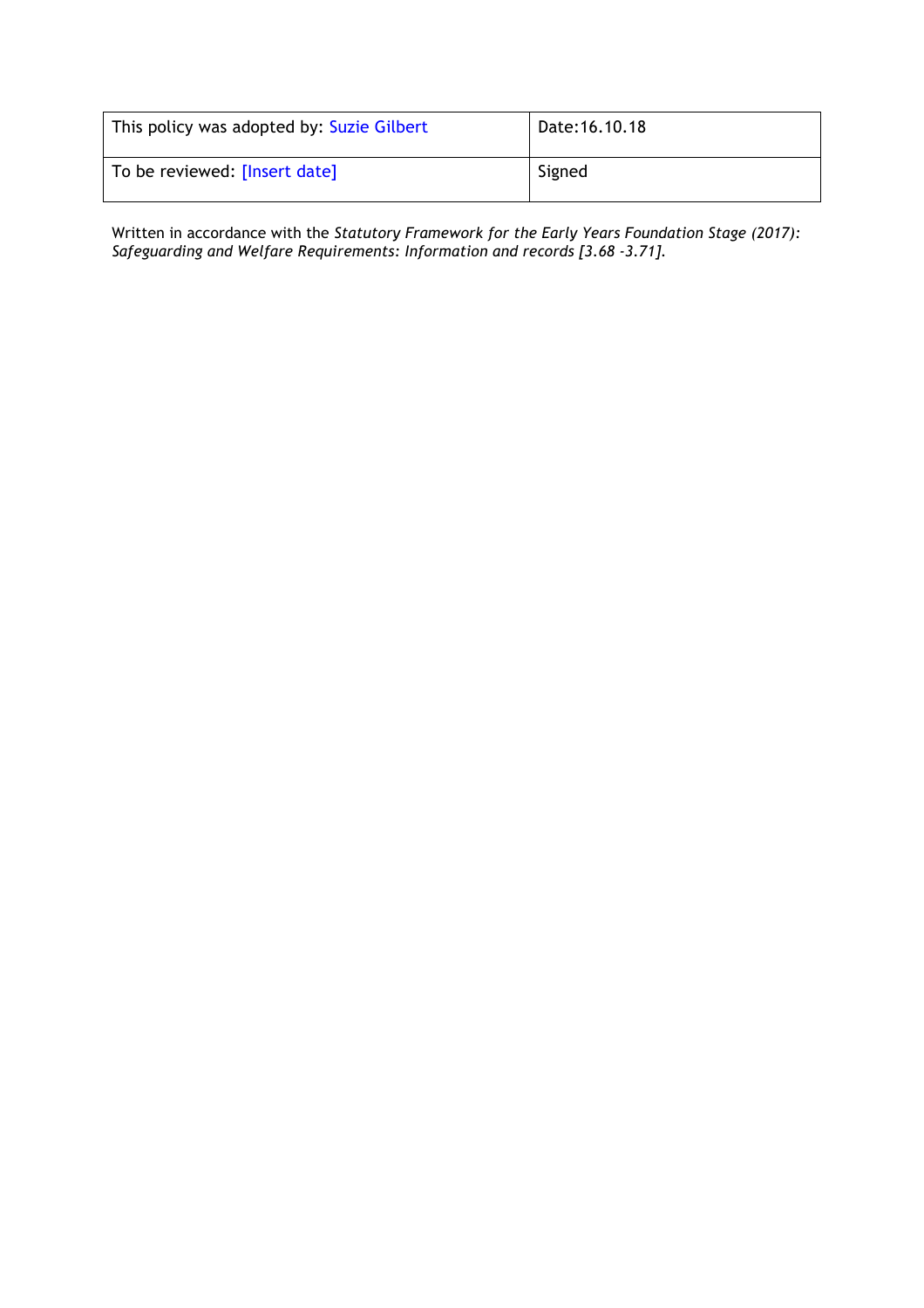| | |
|---|---|
| This policy was adopted by: Suzie Gilbert | Date:16.10.18 |
| To be reviewed: [Insert date] | Signed |

Written in accordance with the *Statutory Framework for the Early Years Foundation Stage (2017): Safeguarding and Welfare Requirements: Information and records [3.68 -3.71].*